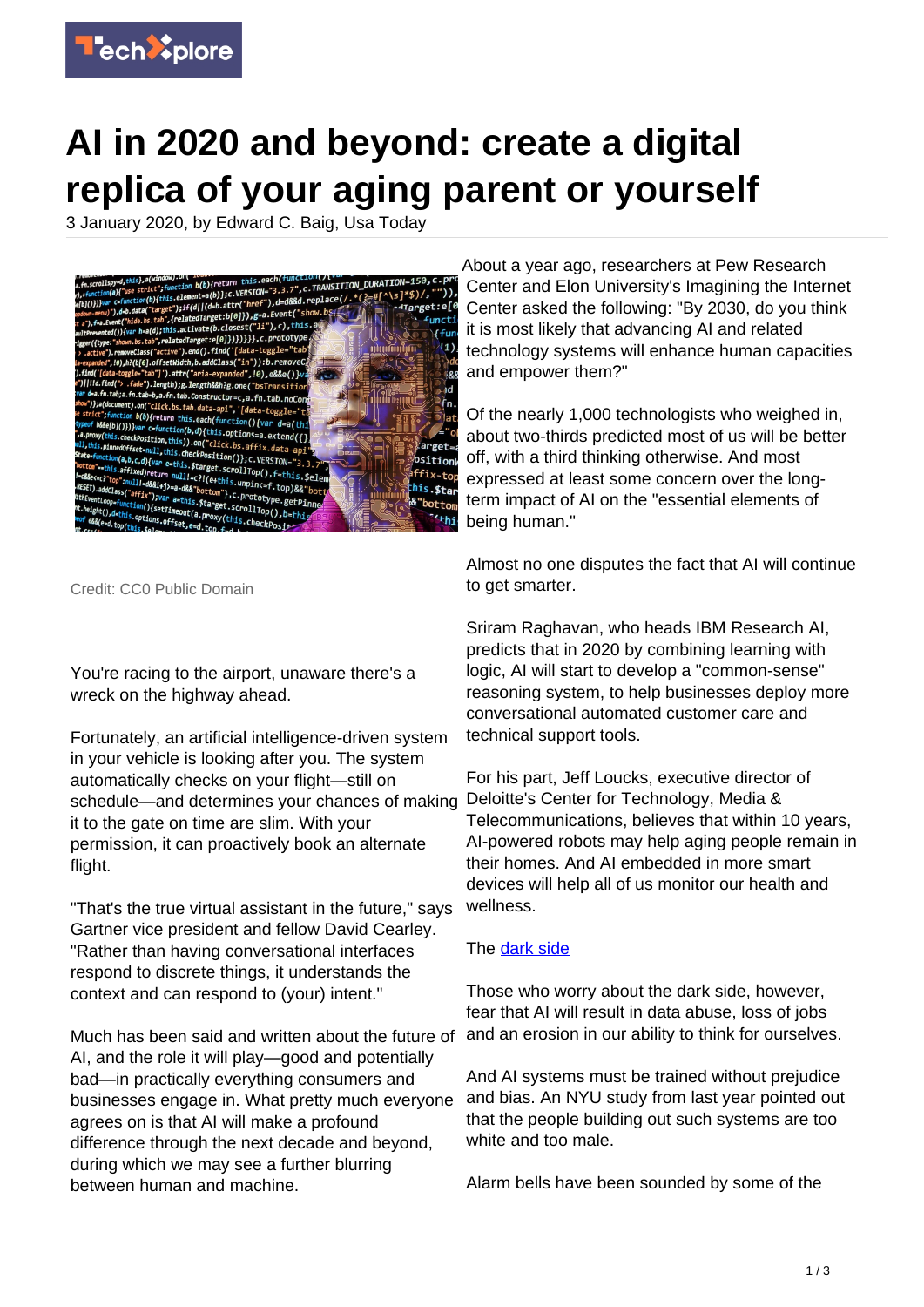# AI in 2020 and beyond: create a digital replica of your aging parent or yourself

3 January 2020, by Edward C. Baig, Usa Today

Credit: CC0 Public Domain

You're racing to the airport, unaware there's a wreck on the highway ahead.

Fortunately, an artificial intelligence-driven system in your vehicle is looking after you. The system automatically checks on your flight—still on schedule—and determines your chances of making it to the gate on time are slim. With your permission, it can proactively book an alternate flight.

"That's the true virtual assistant in the future," says Gartner vice president and fellow David Cearley. "Rather than having conversational interfaces respond to discrete things, it understands the context and can respond to (your) intent."

Much has been said and written about the future of AI, and the role it will play—good and potentially bad—in practically everything consumers and businesses engage in. What pretty much everyone agrees on is that AI will make a profound difference through the next decade and beyond, during which we may see a further blurring between human and machine.

About a year ago, researchers at Pew Research Center and Elon University's Imagining the Internet Center asked the following: "By 2030, do you think it is most likely that advancing AI and related technology systems will enhance human capacities and empower them?"

Of the nearly 1,000 technologists who weighed in, about two-thirds predicted most of us will be better off, with a third thinking otherwise. And most expressed at least some concern over the long-term impact of AI on the "essential elements of being human."

Almost no one disputes the fact that AI will continue to get smarter.

Sriram Raghavan, who heads IBM Research AI, predicts that in 2020 by combining learning with logic, AI will start to develop a "common-sense" reasoning system, to help businesses deploy more conversational automated customer care and technical support tools.

For his part, Jeff Loucks, executive director of Deloitte's Center for Technology, Media & Telecommunications, believes that within 10 years, AI-powered robots may help aging people remain in their homes. And AI embedded in more smart devices will help all of us monitor our health and wellness.

The dark side

Those who worry about the dark side, however, fear that AI will result in data abuse, loss of jobs and an erosion in our ability to think for ourselves.

And AI systems must be trained without prejudice and bias. An NYU study from last year pointed out that the people building out such systems are too white and too male.

Alarm bells have been sounded by some of the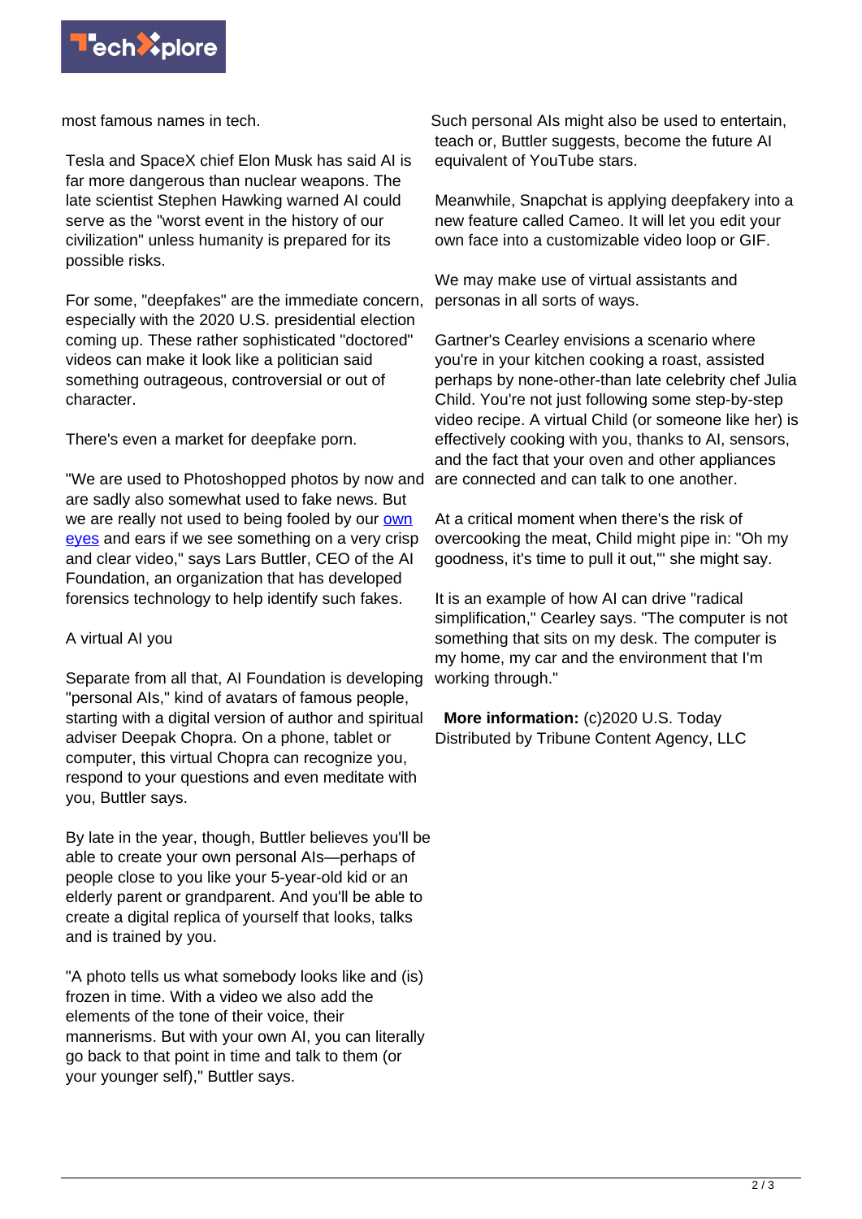most famous names in tech.

Tesla and SpaceX chief Elon Musk has said AI is far more dangerous than nuclear weapons. The late scientist Stephen Hawking warned AI could serve as the "worst event in the history of our civilization" unless humanity is prepared for its possible risks.

For some, "deepfakes" are the immediate concern, especially with the 2020 U.S. presidential election coming up. These rather sophisticated "doctored" videos can make it look like a politician said something outrageous, controversial or out of character.

There's even a market for deepfake porn.

"We are used to Photoshopped photos by now and are sadly also somewhat used to fake news. But we are really not used to being fooled by our own eyes and ears if we see something on a very crisp and clear video," says Lars Buttler, CEO of the AI Foundation, an organization that has developed forensics technology to help identify such fakes.

## A virtual AI you

Separate from all that, AI Foundation is developing "personal AIs," kind of avatars of famous people, starting with a digital version of author and spiritual adviser Deepak Chopra. On a phone, tablet or computer, this virtual Chopra can recognize you, respond to your questions and even meditate with you, Buttler says.

By late in the year, though, Buttler believes you'll be able to create your own personal AIs—perhaps of people close to you like your 5-year-old kid or an elderly parent or grandparent. And you'll be able to create a digital replica of yourself that looks, talks and is trained by you.

"A photo tells us what somebody looks like and (is) frozen in time. With a video we also add the elements of the tone of their voice, their mannerisms. But with your own AI, you can literally go back to that point in time and talk to them (or your younger self)," Buttler says.

Such personal AIs might also be used to entertain, teach or, Buttler suggests, become the future AI equivalent of YouTube stars.

Meanwhile, Snapchat is applying deepfakery into a new feature called Cameo. It will let you edit your own face into a customizable video loop or GIF.

We may make use of virtual assistants and personas in all sorts of ways.

Gartner's Cearley envisions a scenario where you're in your kitchen cooking a roast, assisted perhaps by none-other-than late celebrity chef Julia Child. You're not just following some step-by-step video recipe. A virtual Child (or someone like her) is effectively cooking with you, thanks to AI, sensors, and the fact that your oven and other appliances are connected and can talk to one another.

At a critical moment when there's the risk of overcooking the meat, Child might pipe in: "Oh my goodness, it's time to pull it out,'" she might say.

It is an example of how AI can drive "radical simplification," Cearley says. "The computer is not something that sits on my desk. The computer is my home, my car and the environment that I'm working through."

**More information:** (c)2020 U.S. Today
Distributed by Tribune Content Agency, LLC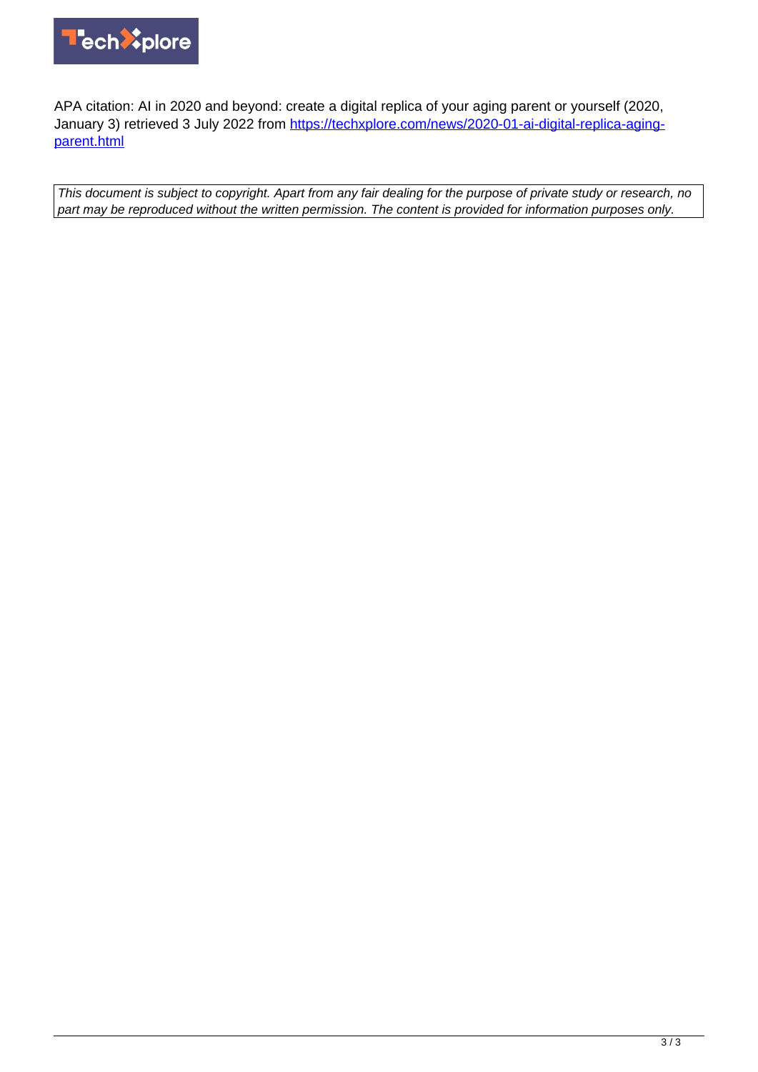APA citation: AI in 2020 and beyond: create a digital replica of your aging parent or yourself (2020, January 3) retrieved 3 July 2022 from https://techxplore.com/news/2020-01-ai-digital-replica-aging-parent.html

*This document is subject to copyright. Apart from any fair dealing for the purpose of private study or research, no part may be reproduced without the written permission. The content is provided for information purposes only.*